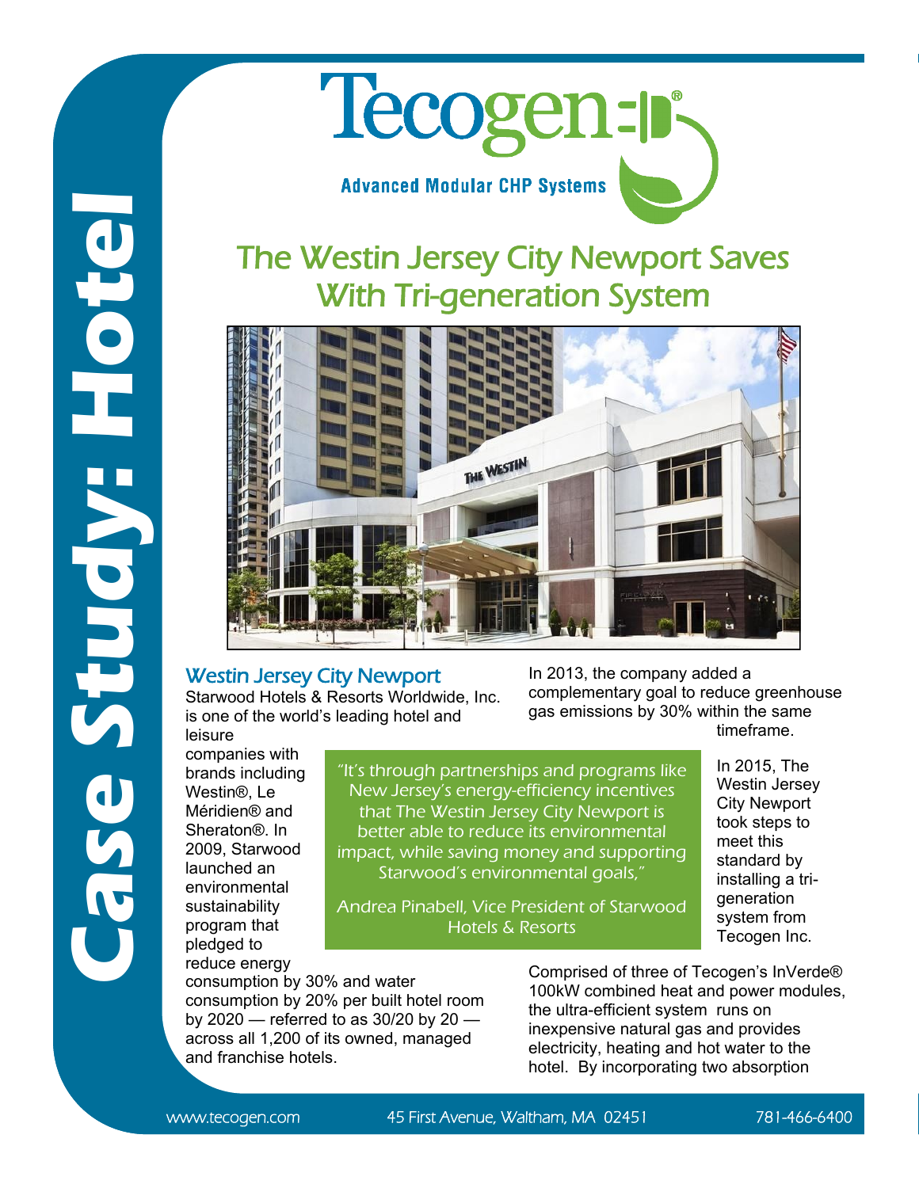Case Study: Hotel

# Tecogen

**Advanced Modular CHP Systems**

## The Westin Jersey City Newport Saves With Tri-generation System

### Westin Jersey City Newport

Starwood Hotels & Resorts Worldwide, Inc. is one of the world's leading hotel and leisure companies with brands including Westin®, Le Méridien® and Sheraton®. In 2009, Starwood launched an environmental sustainability program that pledged to reduce energy consumption by 30% and water consumption by 20% per built hotel room by 2020 — referred to as 30/20 by 20 — across all 1,200 of its owned, managed and franchise hotels.

> "It's through partnerships and programs like New Jersey's energy-efficiency incentives that The Westin Jersey City Newport is better able to reduce its environmental impact, while saving money and supporting Starwood's environmental goals,"
>
> Andrea Pinabell, Vice President of Starwood Hotels & Resorts

In 2013, the company added a complementary goal to reduce greenhouse gas emissions by 30% within the same timeframe.

In 2015, The Westin Jersey City Newport took steps to meet this standard by installing a tri-generation system from Tecogen Inc.

Comprised of three of Tecogen's InVerde® 100kW combined heat and power modules, the ultra-efficient system runs on inexpensive natural gas and provides electricity, heating and hot water to the hotel. By incorporating two absorption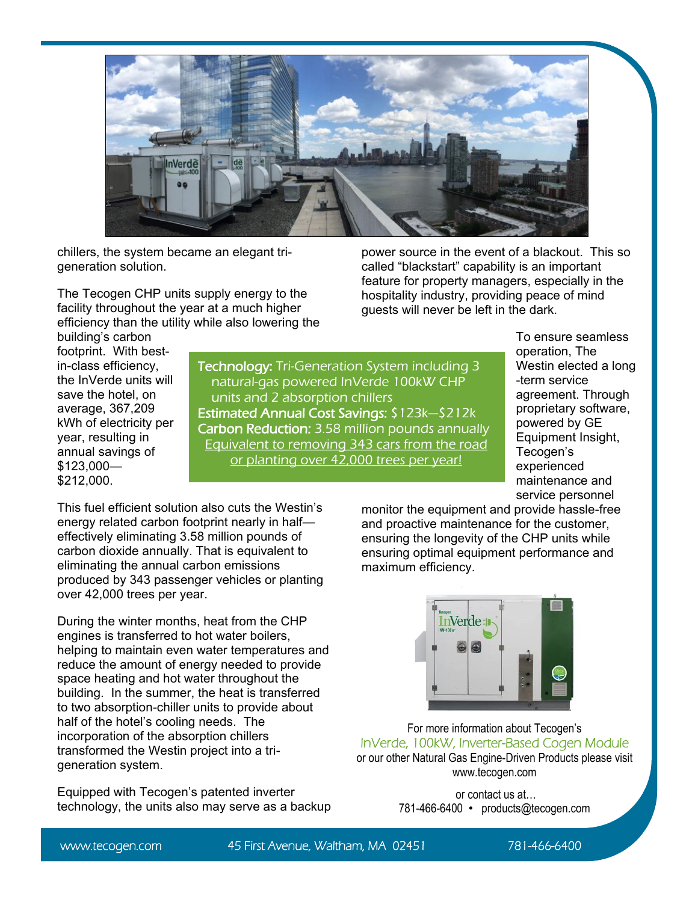chillers, the system became an elegant tri-generation solution.

The Tecogen CHP units supply energy to the facility throughout the year at a much higher efficiency than the utility while also lowering the building's carbon footprint. With best-in-class efficiency, the InVerde units will save the hotel, on average, 367,209 kWh of electricity per year, resulting in annual savings of $123,000—$212,000.

**Technology:** Tri-Generation System including 3 natural-gas powered InVerde 100kW CHP units and 2 absorption chillers
**Estimated Annual Cost Savings:** $123k—$212k
**Carbon Reduction:** 3.58 million pounds annually
Equivalent to removing 343 cars from the road or planting over 42,000 trees per year!

This fuel efficient solution also cuts the Westin's energy related carbon footprint nearly in half—effectively eliminating 3.58 million pounds of carbon dioxide annually. That is equivalent to eliminating the annual carbon emissions produced by 343 passenger vehicles or planting over 42,000 trees per year.

During the winter months, heat from the CHP engines is transferred to hot water boilers, helping to maintain even water temperatures and reduce the amount of energy needed to provide space heating and hot water throughout the building. In the summer, the heat is transferred to two absorption-chiller units to provide about half of the hotel's cooling needs. The incorporation of the absorption chillers transformed the Westin project into a tri-generation system.

Equipped with Tecogen's patented inverter technology, the units also may serve as a backup power source in the event of a blackout. This so called "blackstart" capability is an important feature for property managers, especially in the hospitality industry, providing peace of mind guests will never be left in the dark.

To ensure seamless operation, The Westin elected a long-term service agreement. Through proprietary software, powered by GE Equipment Insight, Tecogen's experienced maintenance and service personnel monitor the equipment and provide hassle-free and proactive maintenance for the customer, ensuring the longevity of the CHP units while ensuring optimal equipment performance and maximum efficiency.

For more information about Tecogen's
InVerde, 100kW, Inverter-Based Cogen Module
or our other Natural Gas Engine-Driven Products please visit
www.tecogen.com

or contact us at…
781-466-6400 • products@tecogen.com

www.tecogen.com 45 First Avenue, Waltham, MA 02451 781-466-6400